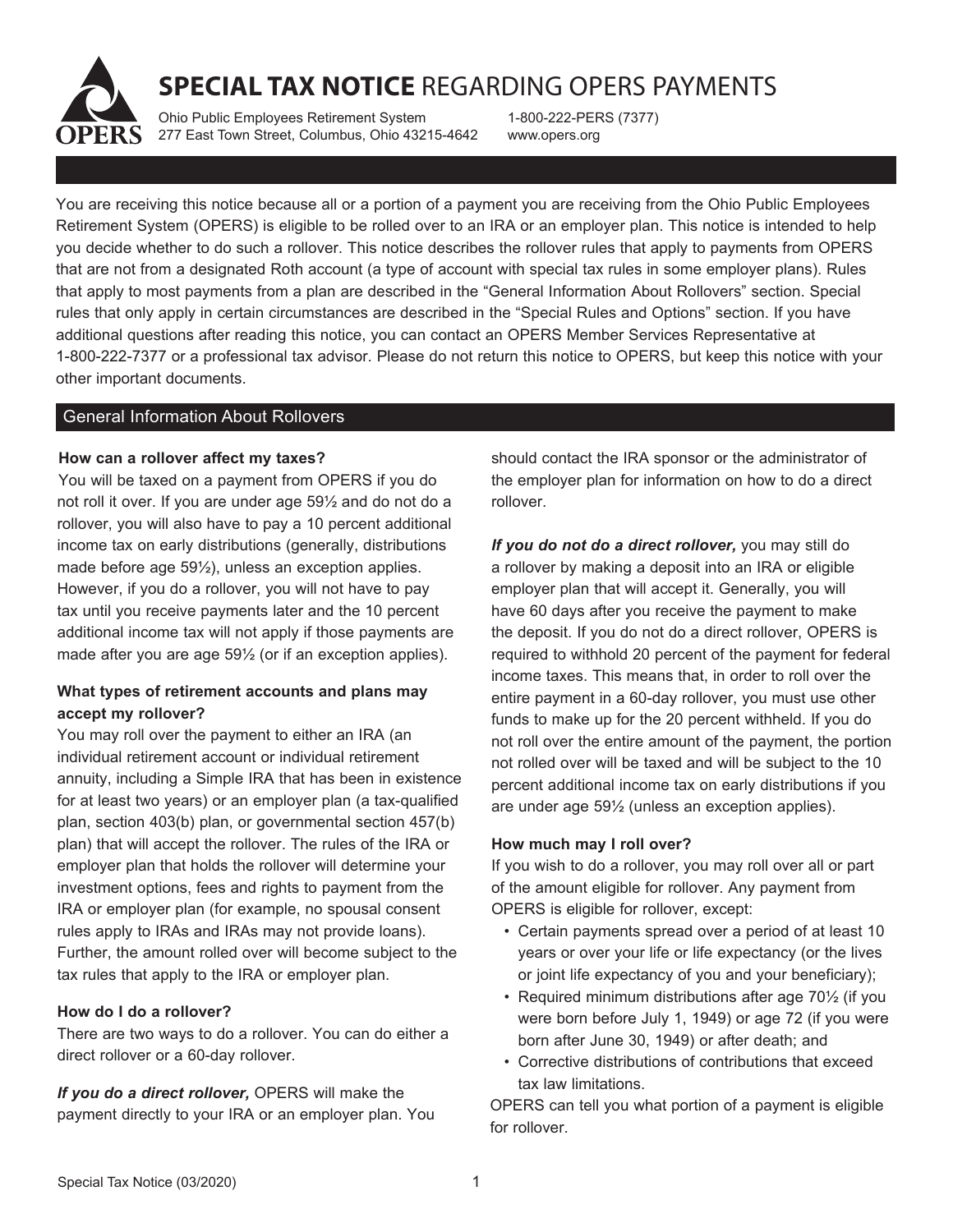# SPECIAL TAX NOTICE REGARDING OPERS PAYMENTS

Ohio Public Employees Retirement System
277 East Town Street, Columbus, Ohio 43215-4642

1-800-222-PERS (7377)
www.opers.org

You are receiving this notice because all or a portion of a payment you are receiving from the Ohio Public Employees Retirement System (OPERS) is eligible to be rolled over to an IRA or an employer plan. This notice is intended to help you decide whether to do such a rollover. This notice describes the rollover rules that apply to payments from OPERS that are not from a designated Roth account (a type of account with special tax rules in some employer plans). Rules that apply to most payments from a plan are described in the "General Information About Rollovers" section. Special rules that only apply in certain circumstances are described in the "Special Rules and Options" section. If you have additional questions after reading this notice, you can contact an OPERS Member Services Representative at 1-800-222-7377 or a professional tax advisor. Please do not return this notice to OPERS, but keep this notice with your other important documents.

## General Information About Rollovers

**How can a rollover affect my taxes?**

You will be taxed on a payment from OPERS if you do not roll it over. If you are under age 59½ and do not do a rollover, you will also have to pay a 10 percent additional income tax on early distributions (generally, distributions made before age 59½), unless an exception applies. However, if you do a rollover, you will not have to pay tax until you receive payments later and the 10 percent additional income tax will not apply if those payments are made after you are age 59½ (or if an exception applies).

**What types of retirement accounts and plans may accept my rollover?**

You may roll over the payment to either an IRA (an individual retirement account or individual retirement annuity, including a Simple IRA that has been in existence for at least two years) or an employer plan (a tax-qualified plan, section 403(b) plan, or governmental section 457(b) plan) that will accept the rollover. The rules of the IRA or employer plan that holds the rollover will determine your investment options, fees and rights to payment from the IRA or employer plan (for example, no spousal consent rules apply to IRAs and IRAs may not provide loans). Further, the amount rolled over will become subject to the tax rules that apply to the IRA or employer plan.

**How do I do a rollover?**

There are two ways to do a rollover. You can do either a direct rollover or a 60-day rollover.

***If you do a direct rollover,*** OPERS will make the payment directly to your IRA or an employer plan. You should contact the IRA sponsor or the administrator of the employer plan for information on how to do a direct rollover.

***If you do not do a direct rollover,*** you may still do a rollover by making a deposit into an IRA or eligible employer plan that will accept it. Generally, you will have 60 days after you receive the payment to make the deposit. If you do not do a direct rollover, OPERS is required to withhold 20 percent of the payment for federal income taxes. This means that, in order to roll over the entire payment in a 60-day rollover, you must use other funds to make up for the 20 percent withheld. If you do not roll over the entire amount of the payment, the portion not rolled over will be taxed and will be subject to the 10 percent additional income tax on early distributions if you are under age 59½ (unless an exception applies).

**How much may I roll over?**

If you wish to do a rollover, you may roll over all or part of the amount eligible for rollover. Any payment from OPERS is eligible for rollover, except:

- Certain payments spread over a period of at least 10 years or over your life or life expectancy (or the lives or joint life expectancy of you and your beneficiary);
- Required minimum distributions after age 70½ (if you were born before July 1, 1949) or age 72 (if you were born after June 30, 1949) or after death; and
- Corrective distributions of contributions that exceed tax law limitations.

OPERS can tell you what portion of a payment is eligible for rollover.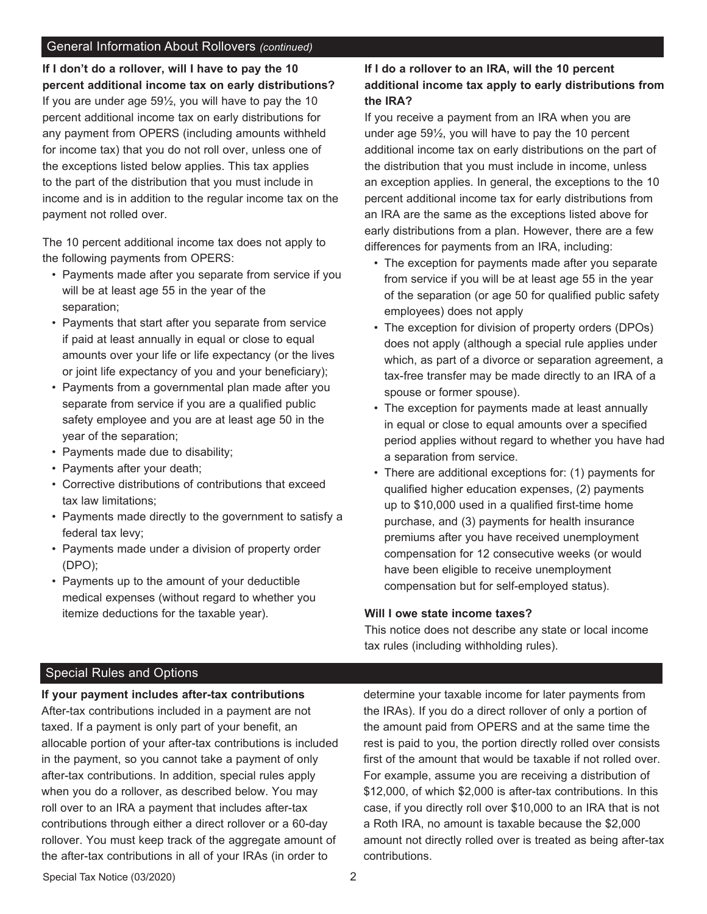## General Information About Rollovers *(continued)*

**If I don't do a rollover, will I have to pay the 10 percent additional income tax on early distributions?**

If you are under age 59½, you will have to pay the 10 percent additional income tax on early distributions for any payment from OPERS (including amounts withheld for income tax) that you do not roll over, unless one of the exceptions listed below applies. This tax applies to the part of the distribution that you must include in income and is in addition to the regular income tax on the payment not rolled over.

The 10 percent additional income tax does not apply to the following payments from OPERS:

- Payments made after you separate from service if you will be at least age 55 in the year of the separation;
- Payments that start after you separate from service if paid at least annually in equal or close to equal amounts over your life or life expectancy (or the lives or joint life expectancy of you and your beneficiary);
- Payments from a governmental plan made after you separate from service if you are a qualified public safety employee and you are at least age 50 in the year of the separation;
- Payments made due to disability;
- Payments after your death;
- Corrective distributions of contributions that exceed tax law limitations;
- Payments made directly to the government to satisfy a federal tax levy;
- Payments made under a division of property order (DPO);
- Payments up to the amount of your deductible medical expenses (without regard to whether you itemize deductions for the taxable year).

**If I do a rollover to an IRA, will the 10 percent additional income tax apply to early distributions from the IRA?**

If you receive a payment from an IRA when you are under age 59½, you will have to pay the 10 percent additional income tax on early distributions on the part of the distribution that you must include in income, unless an exception applies. In general, the exceptions to the 10 percent additional income tax for early distributions from an IRA are the same as the exceptions listed above for early distributions from a plan. However, there are a few differences for payments from an IRA, including:

- The exception for payments made after you separate from service if you will be at least age 55 in the year of the separation (or age 50 for qualified public safety employees) does not apply
- The exception for division of property orders (DPOs) does not apply (although a special rule applies under which, as part of a divorce or separation agreement, a tax-free transfer may be made directly to an IRA of a spouse or former spouse).
- The exception for payments made at least annually in equal or close to equal amounts over a specified period applies without regard to whether you have had a separation from service.
- There are additional exceptions for: (1) payments for qualified higher education expenses, (2) payments up to $10,000 used in a qualified first-time home purchase, and (3) payments for health insurance premiums after you have received unemployment compensation for 12 consecutive weeks (or would have been eligible to receive unemployment compensation but for self-employed status).

**Will I owe state income taxes?**

This notice does not describe any state or local income tax rules (including withholding rules).

## Special Rules and Options

**If your payment includes after-tax contributions**

After-tax contributions included in a payment are not taxed. If a payment is only part of your benefit, an allocable portion of your after-tax contributions is included in the payment, so you cannot take a payment of only after-tax contributions. In addition, special rules apply when you do a rollover, as described below. You may roll over to an IRA a payment that includes after-tax contributions through either a direct rollover or a 60-day rollover. You must keep track of the aggregate amount of the after-tax contributions in all of your IRAs (in order to determine your taxable income for later payments from the IRAs). If you do a direct rollover of only a portion of the amount paid from OPERS and at the same time the rest is paid to you, the portion directly rolled over consists first of the amount that would be taxable if not rolled over. For example, assume you are receiving a distribution of $12,000, of which $2,000 is after-tax contributions. In this case, if you directly roll over $10,000 to an IRA that is not a Roth IRA, no amount is taxable because the $2,000 amount not directly rolled over is treated as being after-tax contributions.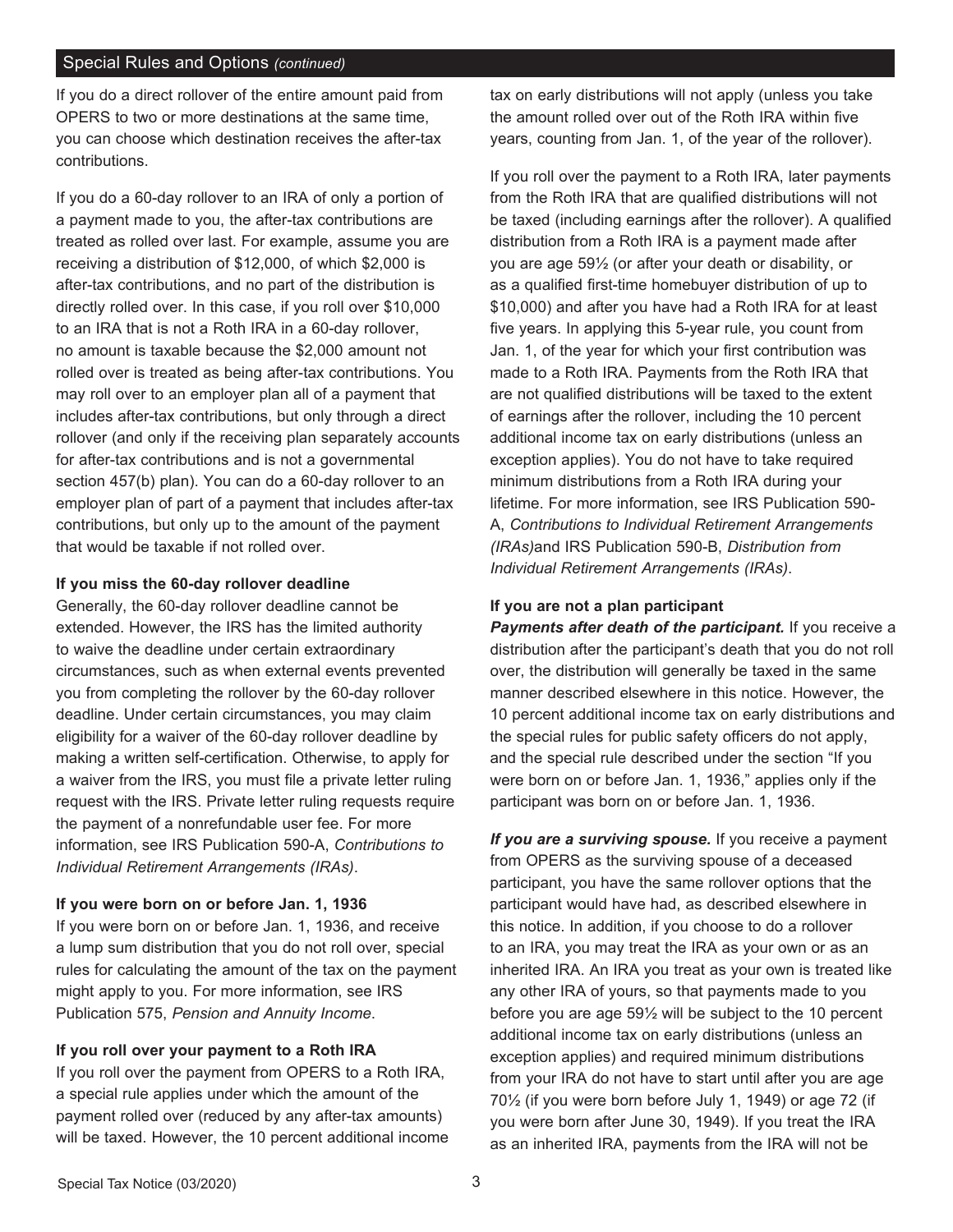## Special Rules and Options *(continued)*

If you do a direct rollover of the entire amount paid from OPERS to two or more destinations at the same time, you can choose which destination receives the after-tax contributions.

If you do a 60-day rollover to an IRA of only a portion of a payment made to you, the after-tax contributions are treated as rolled over last. For example, assume you are receiving a distribution of $12,000, of which $2,000 is after-tax contributions, and no part of the distribution is directly rolled over. In this case, if you roll over $10,000 to an IRA that is not a Roth IRA in a 60-day rollover, no amount is taxable because the $2,000 amount not rolled over is treated as being after-tax contributions. You may roll over to an employer plan all of a payment that includes after-tax contributions, but only through a direct rollover (and only if the receiving plan separately accounts for after-tax contributions and is not a governmental section 457(b) plan). You can do a 60-day rollover to an employer plan of part of a payment that includes after-tax contributions, but only up to the amount of the payment that would be taxable if not rolled over.

### If you miss the 60-day rollover deadline

Generally, the 60-day rollover deadline cannot be extended. However, the IRS has the limited authority to waive the deadline under certain extraordinary circumstances, such as when external events prevented you from completing the rollover by the 60-day rollover deadline. Under certain circumstances, you may claim eligibility for a waiver of the 60-day rollover deadline by making a written self-certification. Otherwise, to apply for a waiver from the IRS, you must file a private letter ruling request with the IRS. Private letter ruling requests require the payment of a nonrefundable user fee. For more information, see IRS Publication 590-A, *Contributions to Individual Retirement Arrangements (IRAs)*.

### If you were born on or before Jan. 1, 1936

If you were born on or before Jan. 1, 1936, and receive a lump sum distribution that you do not roll over, special rules for calculating the amount of the tax on the payment might apply to you. For more information, see IRS Publication 575, *Pension and Annuity Income*.

### If you roll over your payment to a Roth IRA

If you roll over the payment from OPERS to a Roth IRA, a special rule applies under which the amount of the payment rolled over (reduced by any after-tax amounts) will be taxed. However, the 10 percent additional income tax on early distributions will not apply (unless you take the amount rolled over out of the Roth IRA within five years, counting from Jan. 1, of the year of the rollover).

If you roll over the payment to a Roth IRA, later payments from the Roth IRA that are qualified distributions will not be taxed (including earnings after the rollover). A qualified distribution from a Roth IRA is a payment made after you are age 59½ (or after your death or disability, or as a qualified first-time homebuyer distribution of up to $10,000) and after you have had a Roth IRA for at least five years. In applying this 5-year rule, you count from Jan. 1, of the year for which your first contribution was made to a Roth IRA. Payments from the Roth IRA that are not qualified distributions will be taxed to the extent of earnings after the rollover, including the 10 percent additional income tax on early distributions (unless an exception applies). You do not have to take required minimum distributions from a Roth IRA during your lifetime. For more information, see IRS Publication 590-A, *Contributions to Individual Retirement Arrangements (IRAs)*and IRS Publication 590-B, *Distribution from Individual Retirement Arrangements (IRAs)*.

### If you are not a plan participant

***Payments after death of the participant.*** If you receive a distribution after the participant's death that you do not roll over, the distribution will generally be taxed in the same manner described elsewhere in this notice. However, the 10 percent additional income tax on early distributions and the special rules for public safety officers do not apply, and the special rule described under the section "If you were born on or before Jan. 1, 1936," applies only if the participant was born on or before Jan. 1, 1936.

***If you are a surviving spouse.*** If you receive a payment from OPERS as the surviving spouse of a deceased participant, you have the same rollover options that the participant would have had, as described elsewhere in this notice. In addition, if you choose to do a rollover to an IRA, you may treat the IRA as your own or as an inherited IRA. An IRA you treat as your own is treated like any other IRA of yours, so that payments made to you before you are age 59½ will be subject to the 10 percent additional income tax on early distributions (unless an exception applies) and required minimum distributions from your IRA do not have to start until after you are age 70½ (if you were born before July 1, 1949) or age 72 (if you were born after June 30, 1949). If you treat the IRA as an inherited IRA, payments from the IRA will not be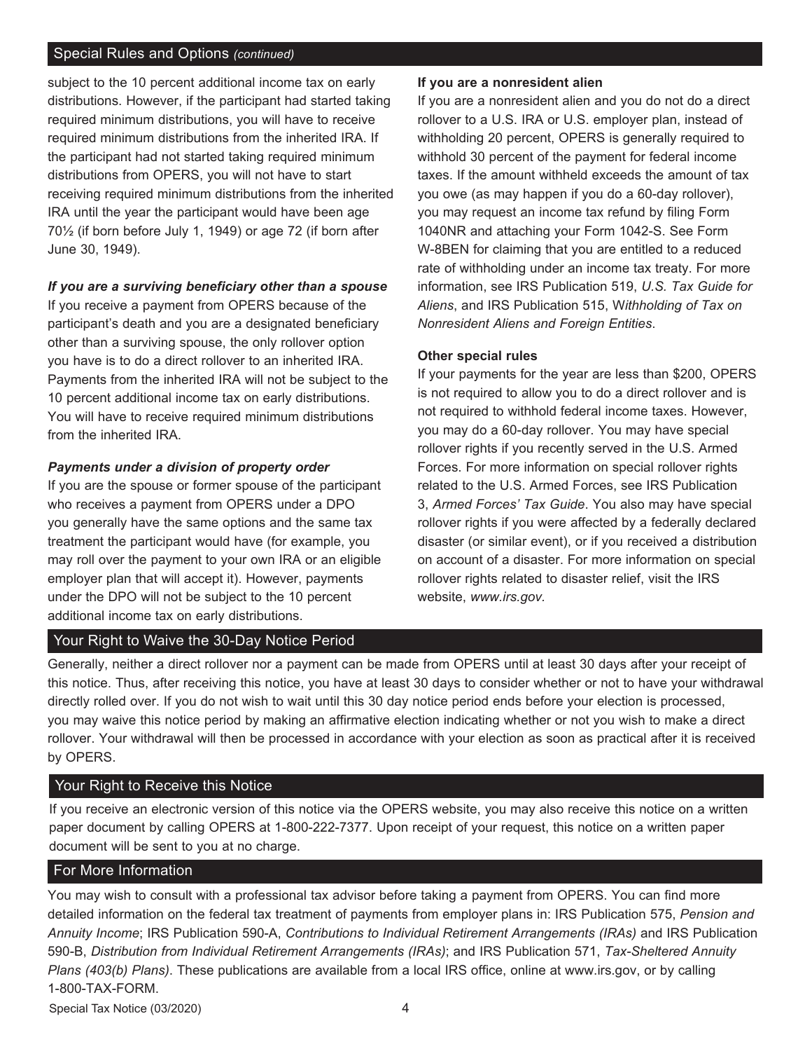## Special Rules and Options *(continued)*

subject to the 10 percent additional income tax on early distributions. However, if the participant had started taking required minimum distributions, you will have to receive required minimum distributions from the inherited IRA. If the participant had not started taking required minimum distributions from OPERS, you will not have to start receiving required minimum distributions from the inherited IRA until the year the participant would have been age 70½ (if born before July 1, 1949) or age 72 (if born after June 30, 1949).

***If you are a surviving beneficiary other than a spouse***

If you receive a payment from OPERS because of the participant's death and you are a designated beneficiary other than a surviving spouse, the only rollover option you have is to do a direct rollover to an inherited IRA. Payments from the inherited IRA will not be subject to the 10 percent additional income tax on early distributions. You will have to receive required minimum distributions from the inherited IRA.

***Payments under a division of property order***

If you are the spouse or former spouse of the participant who receives a payment from OPERS under a DPO you generally have the same options and the same tax treatment the participant would have (for example, you may roll over the payment to your own IRA or an eligible employer plan that will accept it). However, payments under the DPO will not be subject to the 10 percent additional income tax on early distributions.

**If you are a nonresident alien**

If you are a nonresident alien and you do not do a direct rollover to a U.S. IRA or U.S. employer plan, instead of withholding 20 percent, OPERS is generally required to withhold 30 percent of the payment for federal income taxes. If the amount withheld exceeds the amount of tax you owe (as may happen if you do a 60-day rollover), you may request an income tax refund by filing Form 1040NR and attaching your Form 1042-S. See Form W-8BEN for claiming that you are entitled to a reduced rate of withholding under an income tax treaty. For more information, see IRS Publication 519, *U.S. Tax Guide for Aliens*, and IRS Publication 515, *Withholding of Tax on Nonresident Aliens and Foreign Entities*.

**Other special rules**

If your payments for the year are less than $200, OPERS is not required to allow you to do a direct rollover and is not required to withhold federal income taxes. However, you may do a 60-day rollover. You may have special rollover rights if you recently served in the U.S. Armed Forces. For more information on special rollover rights related to the U.S. Armed Forces, see IRS Publication 3, *Armed Forces' Tax Guide*. You also may have special rollover rights if you were affected by a federally declared disaster (or similar event), or if you received a distribution on account of a disaster. For more information on special rollover rights related to disaster relief, visit the IRS website, *www.irs.gov*.

## Your Right to Waive the 30-Day Notice Period

Generally, neither a direct rollover nor a payment can be made from OPERS until at least 30 days after your receipt of this notice. Thus, after receiving this notice, you have at least 30 days to consider whether or not to have your withdrawal directly rolled over. If you do not wish to wait until this 30 day notice period ends before your election is processed, you may waive this notice period by making an affirmative election indicating whether or not you wish to make a direct rollover. Your withdrawal will then be processed in accordance with your election as soon as practical after it is received by OPERS.

## Your Right to Receive this Notice

If you receive an electronic version of this notice via the OPERS website, you may also receive this notice on a written paper document by calling OPERS at 1-800-222-7377. Upon receipt of your request, this notice on a written paper document will be sent to you at no charge.

## For More Information

You may wish to consult with a professional tax advisor before taking a payment from OPERS. You can find more detailed information on the federal tax treatment of payments from employer plans in: IRS Publication 575, *Pension and Annuity Income*; IRS Publication 590-A, *Contributions to Individual Retirement Arrangements (IRAs)* and IRS Publication 590-B, *Distribution from Individual Retirement Arrangements (IRAs)*; and IRS Publication 571, *Tax-Sheltered Annuity Plans (403(b) Plans)*. These publications are available from a local IRS office, online at www.irs.gov, or by calling 1-800-TAX-FORM.

Special Tax Notice (03/2020)